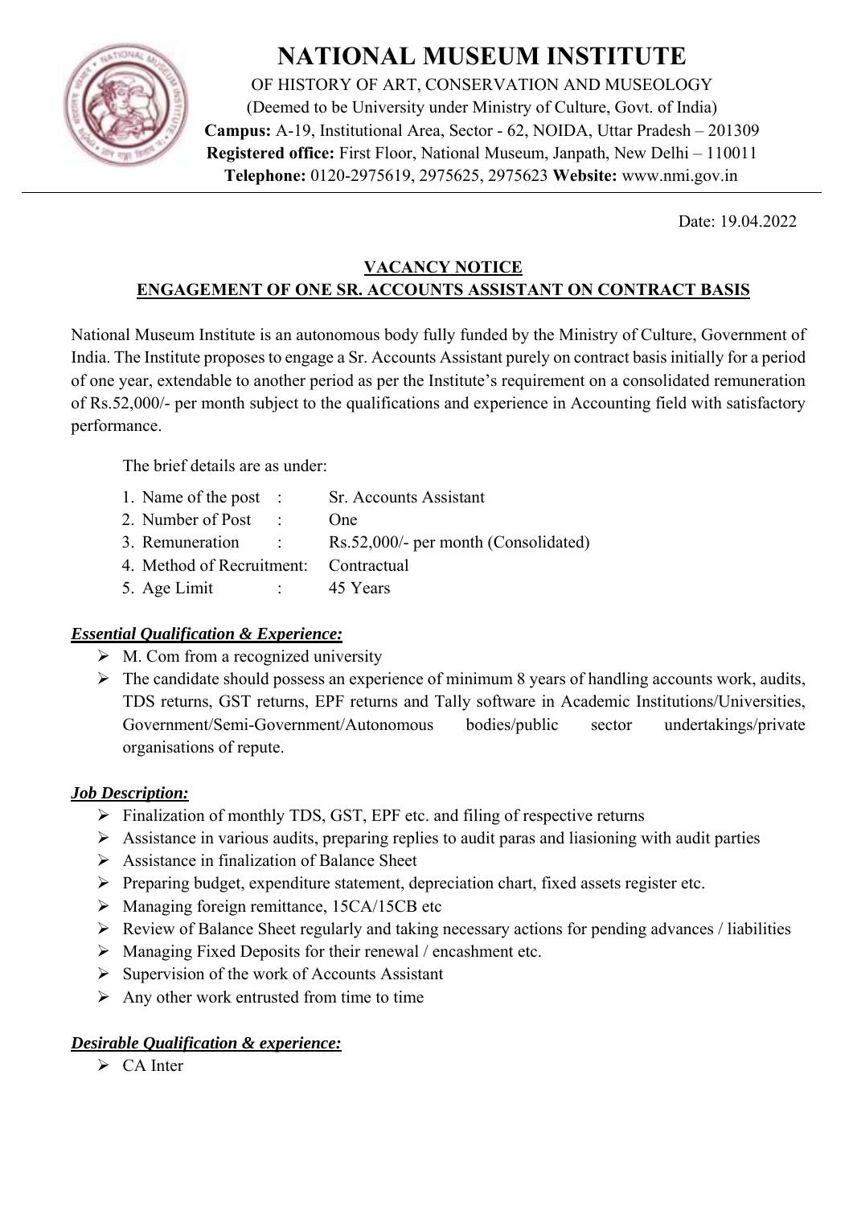# NATIONAL MUSEUM INSTITUTE

OF HISTORY OF ART, CONSERVATION AND MUSEOLOGY
(Deemed to be University under Ministry of Culture, Govt. of India)
**Campus:** A-19, Institutional Area, Sector - 62, NOIDA, Uttar Pradesh – 201309
**Registered office:** First Floor, National Museum, Janpath, New Delhi – 110011
**Telephone:** 0120-2975619, 2975625, 2975623 **Website:** www.nmi.gov.in

Date: 19.04.2022

## VACANCY NOTICE
## ENGAGEMENT OF ONE SR. ACCOUNTS ASSISTANT ON CONTRACT BASIS

National Museum Institute is an autonomous body fully funded by the Ministry of Culture, Government of India. The Institute proposes to engage a Sr. Accounts Assistant purely on contract basis initially for a period of one year, extendable to another period as per the Institute's requirement on a consolidated remuneration of Rs.52,000/- per month subject to the qualifications and experience in Accounting field with satisfactory performance.

The brief details are as under:

1. Name of the post : Sr. Accounts Assistant
2. Number of Post : One
3. Remuneration : Rs.52,000/- per month (Consolidated)
4. Method of Recruitment: Contractual
5. Age Limit : 45 Years

### ***Essential Qualification & Experience:***

- M. Com from a recognized university
- The candidate should possess an experience of minimum 8 years of handling accounts work, audits, TDS returns, GST returns, EPF returns and Tally software in Academic Institutions/Universities, Government/Semi-Government/Autonomous bodies/public sector undertakings/private organisations of repute.

### ***Job Description:***

- Finalization of monthly TDS, GST, EPF etc. and filing of respective returns
- Assistance in various audits, preparing replies to audit paras and liasioning with audit parties
- Assistance in finalization of Balance Sheet
- Preparing budget, expenditure statement, depreciation chart, fixed assets register etc.
- Managing foreign remittance, 15CA/15CB etc
- Review of Balance Sheet regularly and taking necessary actions for pending advances / liabilities
- Managing Fixed Deposits for their renewal / encashment etc.
- Supervision of the work of Accounts Assistant
- Any other work entrusted from time to time

### ***Desirable Qualification & experience:***

- CA Inter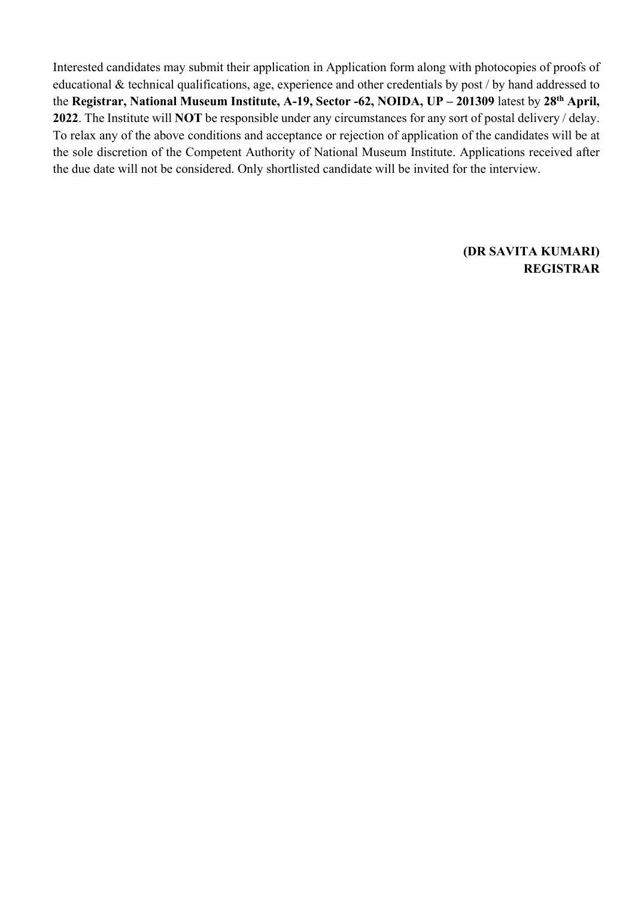Interested candidates may submit their application in Application form along with photocopies of proofs of educational & technical qualifications, age, experience and other credentials by post / by hand addressed to the **Registrar, National Museum Institute, A-19, Sector -62, NOIDA, UP – 201309** latest by **28th April, 2022**. The Institute will **NOT** be responsible under any circumstances for any sort of postal delivery / delay. To relax any of the above conditions and acceptance or rejection of application of the candidates will be at the sole discretion of the Competent Authority of National Museum Institute. Applications received after the due date will not be considered. Only shortlisted candidate will be invited for the interview.

**(DR SAVITA KUMARI)**
**REGISTRAR**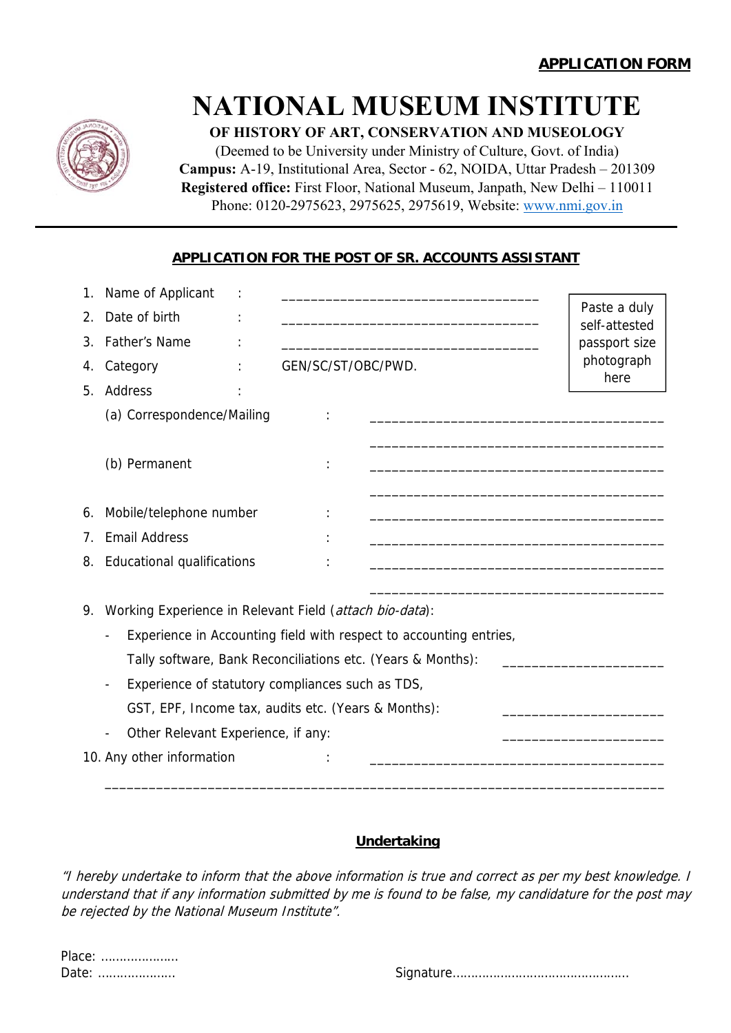**APPLICATION FORM**

# NATIONAL MUSEUM INSTITUTE

**OF HISTORY OF ART, CONSERVATION AND MUSEOLOGY**

(Deemed to be University under Ministry of Culture, Govt. of India)

**Campus:** A-19, Institutional Area, Sector - 62, NOIDA, Uttar Pradesh – 201309

**Registered office:** First Floor, National Museum, Janpath, New Delhi – 110011

Phone: 0120-2975623, 2975625, 2975619, Website: www.nmi.gov.in

---

## APPLICATION FOR THE POST OF SR. ACCOUNTS ASSISTANT

Paste a duly self-attested passport size photograph here

1. Name of Applicant : ___________________________________
2. Date of birth : ___________________________________
3. Father's Name : ___________________________________
4. Category : GEN/SC/ST/OBC/PWD.
5. Address :
   (a) Correspondence/Mailing : _______________________________________
   _______________________________________
   (b) Permanent : _______________________________________
   _______________________________________
6. Mobile/telephone number : _______________________________________
7. Email Address : _______________________________________
8. Educational qualifications : _______________________________________
   _______________________________________
9. Working Experience in Relevant Field (*attach bio-data*):
   - Experience in Accounting field with respect to accounting entries, Tally software, Bank Reconciliations etc. (Years & Months): ____________________
   - Experience of statutory compliances such as TDS, GST, EPF, Income tax, audits etc. (Years & Months): ____________________
   - Other Relevant Experience, if any: ____________________
10. Any other information : _______________________________________
   ___________________________________________________________________________

**Undertaking**

*"I hereby undertake to inform that the above information is true and correct as per my best knowledge. I understand that if any information submitted by me is found to be false, my candidature for the post may be rejected by the National Museum Institute".*

Place: …………………

Date: ………………… Signature…………………………………………